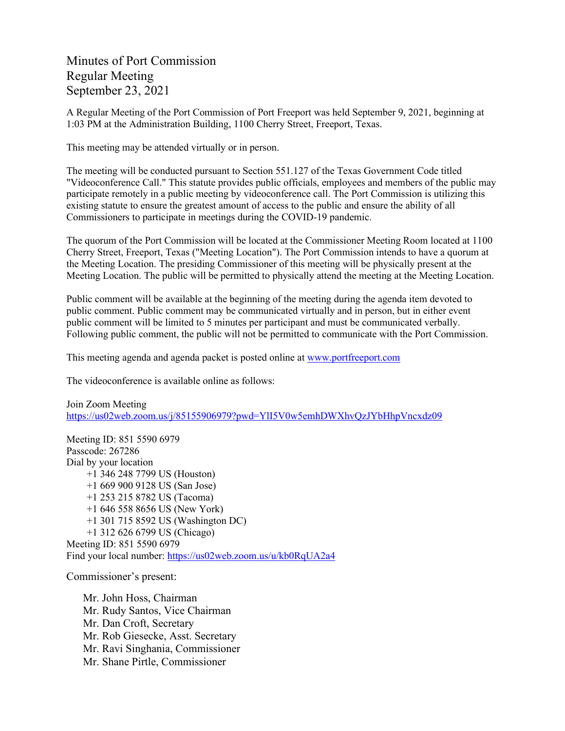# Minutes of Port Commission
# Regular Meeting
# September 23, 2021

A Regular Meeting of the Port Commission of Port Freeport was held September 9, 2021, beginning at 1:03 PM at the Administration Building, 1100 Cherry Street, Freeport, Texas.

This meeting may be attended virtually or in person.

The meeting will be conducted pursuant to Section 551.127 of the Texas Government Code titled "Videoconference Call." This statute provides public officials, employees and members of the public may participate remotely in a public meeting by videoconference call. The Port Commission is utilizing this existing statute to ensure the greatest amount of access to the public and ensure the ability of all Commissioners to participate in meetings during the COVID-19 pandemic.

The quorum of the Port Commission will be located at the Commissioner Meeting Room located at 1100 Cherry Street, Freeport, Texas ("Meeting Location"). The Port Commission intends to have a quorum at the Meeting Location. The presiding Commissioner of this meeting will be physically present at the Meeting Location. The public will be permitted to physically attend the meeting at the Meeting Location.

Public comment will be available at the beginning of the meeting during the agenda item devoted to public comment. Public comment may be communicated virtually and in person, but in either event public comment will be limited to 5 minutes per participant and must be communicated verbally. Following public comment, the public will not be permitted to communicate with the Port Commission.

This meeting agenda and agenda packet is posted online at [www.portfreeport.com](www.portfreeport.com)

The videoconference is available online as follows:

Join Zoom Meeting
[https://us02web.zoom.us/j/85155906979?pwd=YlI5V0w5emhDWXhvQzJYbHhpVncxdz09](https://us02web.zoom.us/j/85155906979?pwd=YlI5V0w5emhDWXhvQzJYbHhpVncxdz09)

Meeting ID: 851 5590 6979
Passcode: 267286
Dial by your location
- +1 346 248 7799 US (Houston)
- +1 669 900 9128 US (San Jose)
- +1 253 215 8782 US (Tacoma)
- +1 646 558 8656 US (New York)
- +1 301 715 8592 US (Washington DC)
- +1 312 626 6799 US (Chicago)

Meeting ID: 851 5590 6979
Find your local number: [https://us02web.zoom.us/u/kb0RqUA2a4](https://us02web.zoom.us/u/kb0RqUA2a4)

Commissioner's present:

- Mr. John Hoss, Chairman
- Mr. Rudy Santos, Vice Chairman
- Mr. Dan Croft, Secretary
- Mr. Rob Giesecke, Asst. Secretary
- Mr. Ravi Singhania, Commissioner
- Mr. Shane Pirtle, Commissioner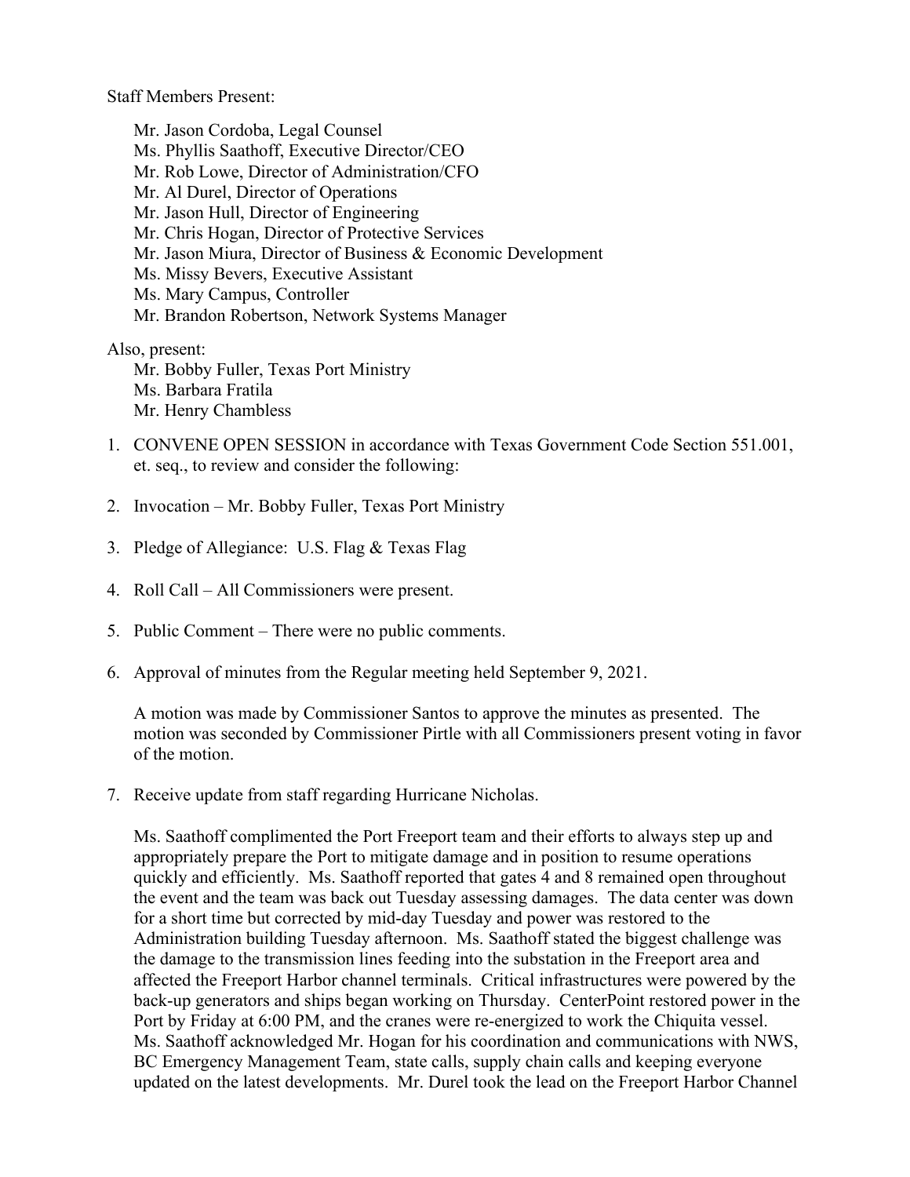Staff Members Present:

Mr. Jason Cordoba, Legal Counsel
Ms. Phyllis Saathoff, Executive Director/CEO
Mr. Rob Lowe, Director of Administration/CFO
Mr. Al Durel, Director of Operations
Mr. Jason Hull, Director of Engineering
Mr. Chris Hogan, Director of Protective Services
Mr. Jason Miura, Director of Business & Economic Development
Ms. Missy Bevers, Executive Assistant
Ms. Mary Campus, Controller
Mr. Brandon Robertson, Network Systems Manager

Also, present:
Mr. Bobby Fuller, Texas Port Ministry
Ms. Barbara Fratila
Mr. Henry Chambless

1. CONVENE OPEN SESSION in accordance with Texas Government Code Section 551.001, et. seq., to review and consider the following:

2. Invocation – Mr. Bobby Fuller, Texas Port Ministry

3. Pledge of Allegiance: U.S. Flag & Texas Flag

4. Roll Call – All Commissioners were present.

5. Public Comment – There were no public comments.

6. Approval of minutes from the Regular meeting held September 9, 2021.

   A motion was made by Commissioner Santos to approve the minutes as presented. The motion was seconded by Commissioner Pirtle with all Commissioners present voting in favor of the motion.

7. Receive update from staff regarding Hurricane Nicholas.

   Ms. Saathoff complimented the Port Freeport team and their efforts to always step up and appropriately prepare the Port to mitigate damage and in position to resume operations quickly and efficiently. Ms. Saathoff reported that gates 4 and 8 remained open throughout the event and the team was back out Tuesday assessing damages. The data center was down for a short time but corrected by mid-day Tuesday and power was restored to the Administration building Tuesday afternoon. Ms. Saathoff stated the biggest challenge was the damage to the transmission lines feeding into the substation in the Freeport area and affected the Freeport Harbor channel terminals. Critical infrastructures were powered by the back-up generators and ships began working on Thursday. CenterPoint restored power in the Port by Friday at 6:00 PM, and the cranes were re-energized to work the Chiquita vessel. Ms. Saathoff acknowledged Mr. Hogan for his coordination and communications with NWS, BC Emergency Management Team, state calls, supply chain calls and keeping everyone updated on the latest developments. Mr. Durel took the lead on the Freeport Harbor Channel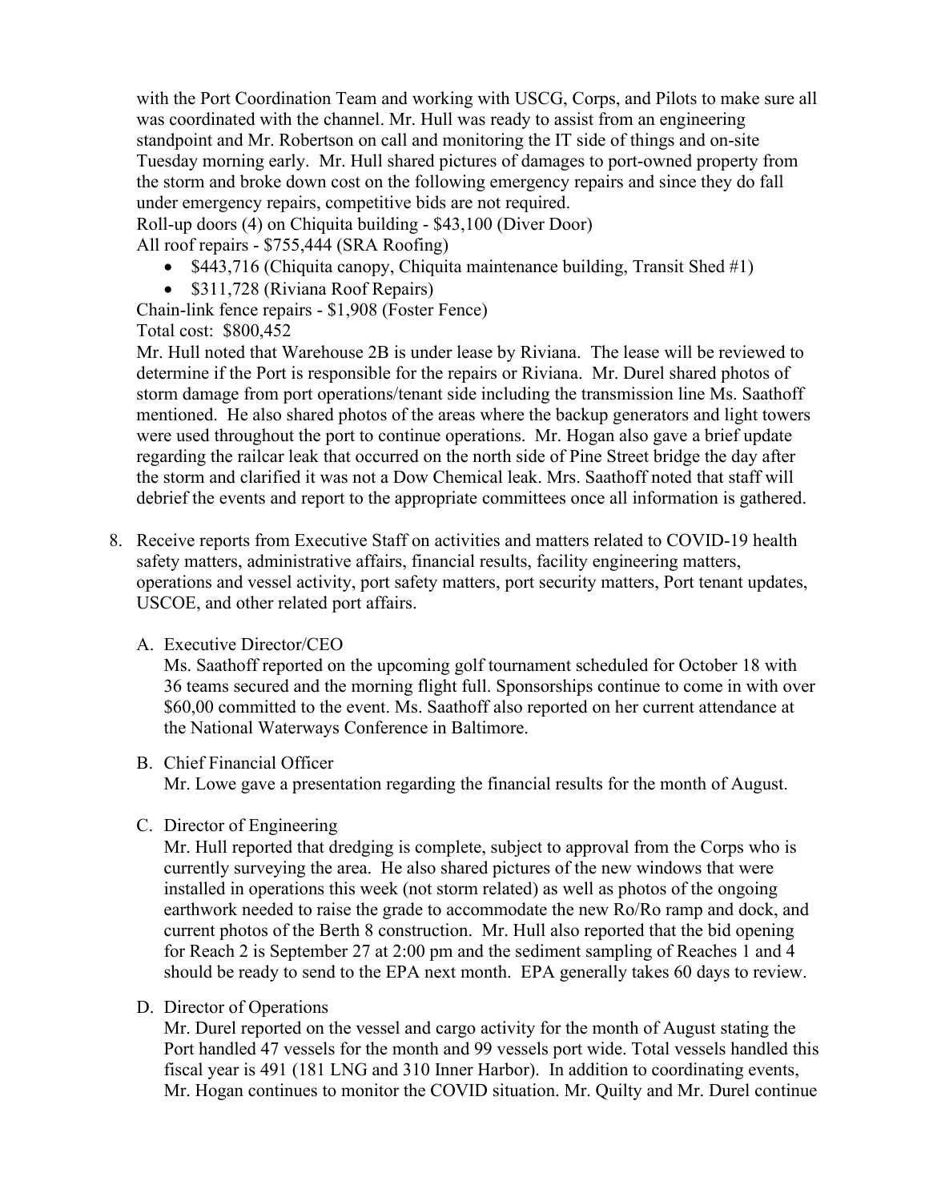with the Port Coordination Team and working with USCG, Corps, and Pilots to make sure all was coordinated with the channel. Mr. Hull was ready to assist from an engineering standpoint and Mr. Robertson on call and monitoring the IT side of things and on-site Tuesday morning early. Mr. Hull shared pictures of damages to port-owned property from the storm and broke down cost on the following emergency repairs and since they do fall under emergency repairs, competitive bids are not required.

Roll-up doors (4) on Chiquita building - $43,100 (Diver Door)

All roof repairs - $755,444 (SRA Roofing)

- $443,716 (Chiquita canopy, Chiquita maintenance building, Transit Shed #1)
- $311,728 (Riviana Roof Repairs)

Chain-link fence repairs - $1,908 (Foster Fence)

Total cost: $800,452

Mr. Hull noted that Warehouse 2B is under lease by Riviana. The lease will be reviewed to determine if the Port is responsible for the repairs or Riviana. Mr. Durel shared photos of storm damage from port operations/tenant side including the transmission line Ms. Saathoff mentioned. He also shared photos of the areas where the backup generators and light towers were used throughout the port to continue operations. Mr. Hogan also gave a brief update regarding the railcar leak that occurred on the north side of Pine Street bridge the day after the storm and clarified it was not a Dow Chemical leak. Mrs. Saathoff noted that staff will debrief the events and report to the appropriate committees once all information is gathered.

8. Receive reports from Executive Staff on activities and matters related to COVID-19 health safety matters, administrative affairs, financial results, facility engineering matters, operations and vessel activity, port safety matters, port security matters, Port tenant updates, USCOE, and other related port affairs.

   A. Executive Director/CEO

      Ms. Saathoff reported on the upcoming golf tournament scheduled for October 18 with 36 teams secured and the morning flight full. Sponsorships continue to come in with over $60,00 committed to the event. Ms. Saathoff also reported on her current attendance at the National Waterways Conference in Baltimore.

   B. Chief Financial Officer

      Mr. Lowe gave a presentation regarding the financial results for the month of August.

   C. Director of Engineering

      Mr. Hull reported that dredging is complete, subject to approval from the Corps who is currently surveying the area. He also shared pictures of the new windows that were installed in operations this week (not storm related) as well as photos of the ongoing earthwork needed to raise the grade to accommodate the new Ro/Ro ramp and dock, and current photos of the Berth 8 construction. Mr. Hull also reported that the bid opening for Reach 2 is September 27 at 2:00 pm and the sediment sampling of Reaches 1 and 4 should be ready to send to the EPA next month. EPA generally takes 60 days to review.

   D. Director of Operations

      Mr. Durel reported on the vessel and cargo activity for the month of August stating the Port handled 47 vessels for the month and 99 vessels port wide. Total vessels handled this fiscal year is 491 (181 LNG and 310 Inner Harbor). In addition to coordinating events, Mr. Hogan continues to monitor the COVID situation. Mr. Quilty and Mr. Durel continue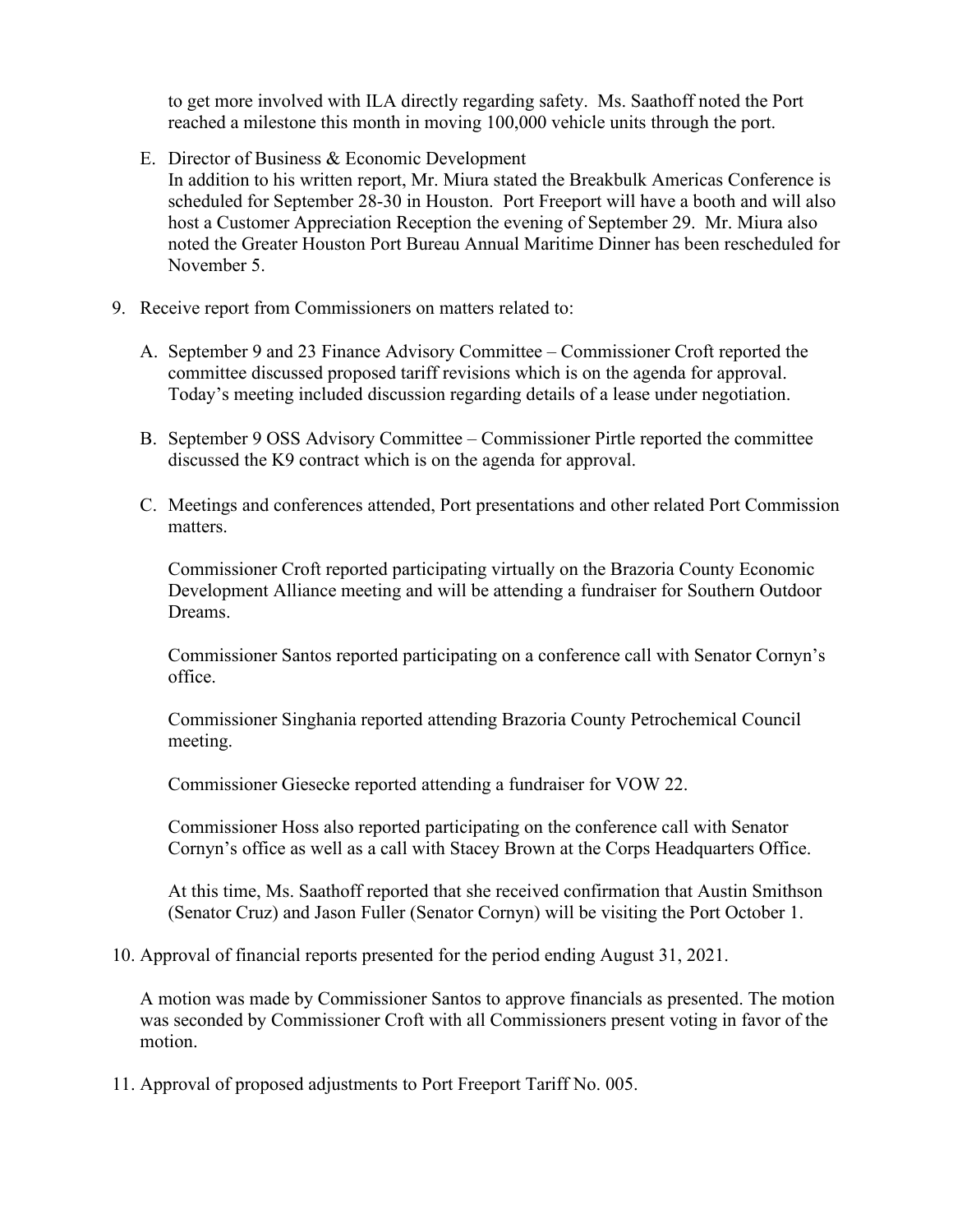to get more involved with ILA directly regarding safety. Ms. Saathoff noted the Port reached a milestone this month in moving 100,000 vehicle units through the port.

E. Director of Business & Economic Development
   In addition to his written report, Mr. Miura stated the Breakbulk Americas Conference is scheduled for September 28-30 in Houston. Port Freeport will have a booth and will also host a Customer Appreciation Reception the evening of September 29. Mr. Miura also noted the Greater Houston Port Bureau Annual Maritime Dinner has been rescheduled for November 5.

9. Receive report from Commissioners on matters related to:

   A. September 9 and 23 Finance Advisory Committee – Commissioner Croft reported the committee discussed proposed tariff revisions which is on the agenda for approval. Today's meeting included discussion regarding details of a lease under negotiation.

   B. September 9 OSS Advisory Committee – Commissioner Pirtle reported the committee discussed the K9 contract which is on the agenda for approval.

   C. Meetings and conferences attended, Port presentations and other related Port Commission matters.

      Commissioner Croft reported participating virtually on the Brazoria County Economic Development Alliance meeting and will be attending a fundraiser for Southern Outdoor Dreams.

      Commissioner Santos reported participating on a conference call with Senator Cornyn's office.

      Commissioner Singhania reported attending Brazoria County Petrochemical Council meeting.

      Commissioner Giesecke reported attending a fundraiser for VOW 22.

      Commissioner Hoss also reported participating on the conference call with Senator Cornyn's office as well as a call with Stacey Brown at the Corps Headquarters Office.

      At this time, Ms. Saathoff reported that she received confirmation that Austin Smithson (Senator Cruz) and Jason Fuller (Senator Cornyn) will be visiting the Port October 1.

10. Approval of financial reports presented for the period ending August 31, 2021.

    A motion was made by Commissioner Santos to approve financials as presented. The motion was seconded by Commissioner Croft with all Commissioners present voting in favor of the motion.

11. Approval of proposed adjustments to Port Freeport Tariff No. 005.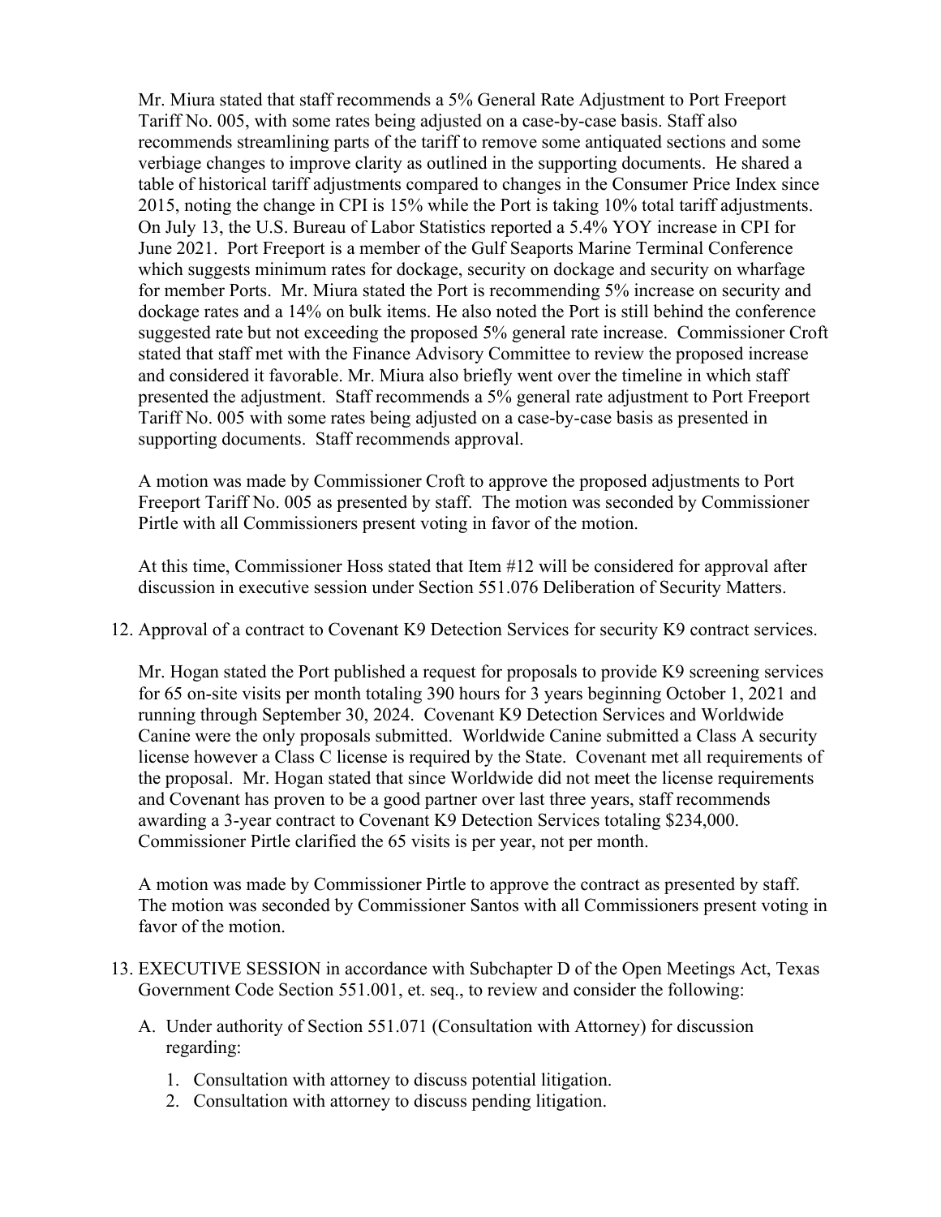Mr. Miura stated that staff recommends a 5% General Rate Adjustment to Port Freeport Tariff No. 005, with some rates being adjusted on a case-by-case basis. Staff also recommends streamlining parts of the tariff to remove some antiquated sections and some verbiage changes to improve clarity as outlined in the supporting documents. He shared a table of historical tariff adjustments compared to changes in the Consumer Price Index since 2015, noting the change in CPI is 15% while the Port is taking 10% total tariff adjustments. On July 13, the U.S. Bureau of Labor Statistics reported a 5.4% YOY increase in CPI for June 2021. Port Freeport is a member of the Gulf Seaports Marine Terminal Conference which suggests minimum rates for dockage, security on dockage and security on wharfage for member Ports. Mr. Miura stated the Port is recommending 5% increase on security and dockage rates and a 14% on bulk items. He also noted the Port is still behind the conference suggested rate but not exceeding the proposed 5% general rate increase. Commissioner Croft stated that staff met with the Finance Advisory Committee to review the proposed increase and considered it favorable. Mr. Miura also briefly went over the timeline in which staff presented the adjustment. Staff recommends a 5% general rate adjustment to Port Freeport Tariff No. 005 with some rates being adjusted on a case-by-case basis as presented in supporting documents. Staff recommends approval.

A motion was made by Commissioner Croft to approve the proposed adjustments to Port Freeport Tariff No. 005 as presented by staff. The motion was seconded by Commissioner Pirtle with all Commissioners present voting in favor of the motion.

At this time, Commissioner Hoss stated that Item #12 will be considered for approval after discussion in executive session under Section 551.076 Deliberation of Security Matters.

12. Approval of a contract to Covenant K9 Detection Services for security K9 contract services.

    Mr. Hogan stated the Port published a request for proposals to provide K9 screening services for 65 on-site visits per month totaling 390 hours for 3 years beginning October 1, 2021 and running through September 30, 2024. Covenant K9 Detection Services and Worldwide Canine were the only proposals submitted. Worldwide Canine submitted a Class A security license however a Class C license is required by the State. Covenant met all requirements of the proposal. Mr. Hogan stated that since Worldwide did not meet the license requirements and Covenant has proven to be a good partner over last three years, staff recommends awarding a 3-year contract to Covenant K9 Detection Services totaling $234,000. Commissioner Pirtle clarified the 65 visits is per year, not per month.

    A motion was made by Commissioner Pirtle to approve the contract as presented by staff. The motion was seconded by Commissioner Santos with all Commissioners present voting in favor of the motion.

13. EXECUTIVE SESSION in accordance with Subchapter D of the Open Meetings Act, Texas Government Code Section 551.001, et. seq., to review and consider the following:

    A. Under authority of Section 551.071 (Consultation with Attorney) for discussion regarding:

        1. Consultation with attorney to discuss potential litigation.
        2. Consultation with attorney to discuss pending litigation.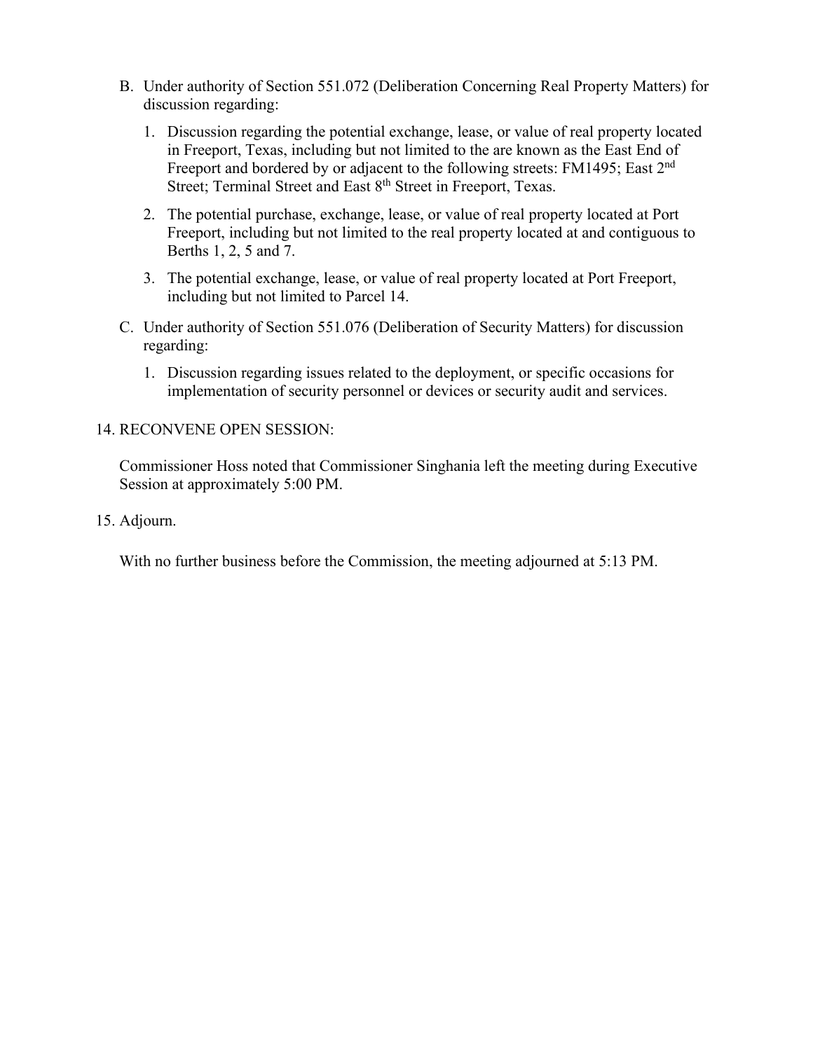B. Under authority of Section 551.072 (Deliberation Concerning Real Property Matters) for discussion regarding:

   1. Discussion regarding the potential exchange, lease, or value of real property located in Freeport, Texas, including but not limited to the are known as the East End of Freeport and bordered by or adjacent to the following streets: FM1495; East 2nd Street; Terminal Street and East 8th Street in Freeport, Texas.

   2. The potential purchase, exchange, lease, or value of real property located at Port Freeport, including but not limited to the real property located at and contiguous to Berths 1, 2, 5 and 7.

   3. The potential exchange, lease, or value of real property located at Port Freeport, including but not limited to Parcel 14.

C. Under authority of Section 551.076 (Deliberation of Security Matters) for discussion regarding:

   1. Discussion regarding issues related to the deployment, or specific occasions for implementation of security personnel or devices or security audit and services.

14. RECONVENE OPEN SESSION:

    Commissioner Hoss noted that Commissioner Singhania left the meeting during Executive Session at approximately 5:00 PM.

15. Adjourn.

    With no further business before the Commission, the meeting adjourned at 5:13 PM.